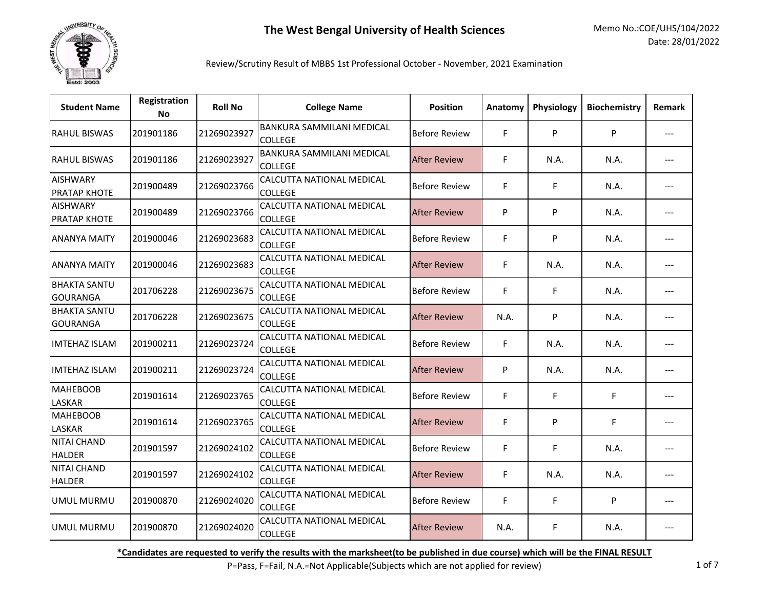# The West Bengal University of Health Sciences

Memo No.:COE/UHS/104/2022
Date: 28/01/2022

Review/Scrutiny Result of MBBS 1st Professional October - November, 2021 Examination

| Student Name | Registration No | Roll No | College Name | Position | Anatomy | Physiology | Biochemistry | Remark |
|---|---|---|---|---|---|---|---|---|
| RAHUL BISWAS | 201901186 | 21269023927 | BANKURA SAMMILANI MEDICAL COLLEGE | Before Review | F | P | P | --- |
| RAHUL BISWAS | 201901186 | 21269023927 | BANKURA SAMMILANI MEDICAL COLLEGE | After Review | F | N.A. | N.A. | --- |
| AISHWARY PRATAP KHOTE | 201900489 | 21269023766 | CALCUTTA NATIONAL MEDICAL COLLEGE | Before Review | F | F | N.A. | --- |
| AISHWARY PRATAP KHOTE | 201900489 | 21269023766 | CALCUTTA NATIONAL MEDICAL COLLEGE | After Review | P | P | N.A. | --- |
| ANANYA MAITY | 201900046 | 21269023683 | CALCUTTA NATIONAL MEDICAL COLLEGE | Before Review | F | P | N.A. | --- |
| ANANYA MAITY | 201900046 | 21269023683 | CALCUTTA NATIONAL MEDICAL COLLEGE | After Review | F | N.A. | N.A. | --- |
| BHAKTA SANTU GOURANGA | 201706228 | 21269023675 | CALCUTTA NATIONAL MEDICAL COLLEGE | Before Review | F | F | N.A. | --- |
| BHAKTA SANTU GOURANGA | 201706228 | 21269023675 | CALCUTTA NATIONAL MEDICAL COLLEGE | After Review | N.A. | P | N.A. | --- |
| IMTEHAZ ISLAM | 201900211 | 21269023724 | CALCUTTA NATIONAL MEDICAL COLLEGE | Before Review | F | N.A. | N.A. | --- |
| IMTEHAZ ISLAM | 201900211 | 21269023724 | CALCUTTA NATIONAL MEDICAL COLLEGE | After Review | P | N.A. | N.A. | --- |
| MAHEBOOB LASKAR | 201901614 | 21269023765 | CALCUTTA NATIONAL MEDICAL COLLEGE | Before Review | F | F | F | --- |
| MAHEBOOB LASKAR | 201901614 | 21269023765 | CALCUTTA NATIONAL MEDICAL COLLEGE | After Review | F | P | F | --- |
| NITAI CHAND HALDER | 201901597 | 21269024102 | CALCUTTA NATIONAL MEDICAL COLLEGE | Before Review | F | F | N.A. | --- |
| NITAI CHAND HALDER | 201901597 | 21269024102 | CALCUTTA NATIONAL MEDICAL COLLEGE | After Review | F | N.A. | N.A. | --- |
| UMUL MURMU | 201900870 | 21269024020 | CALCUTTA NATIONAL MEDICAL COLLEGE | Before Review | F | F | P | --- |
| UMUL MURMU | 201900870 | 21269024020 | CALCUTTA NATIONAL MEDICAL COLLEGE | After Review | N.A. | F | N.A. | --- |

**<u>*Candidates are requested to verify the results with the marksheet(to be published in due course) which will be the FINAL RESULT</u>**

P=Pass, F=Fail, N.A.=Not Applicable(Subjects which are not applied for review)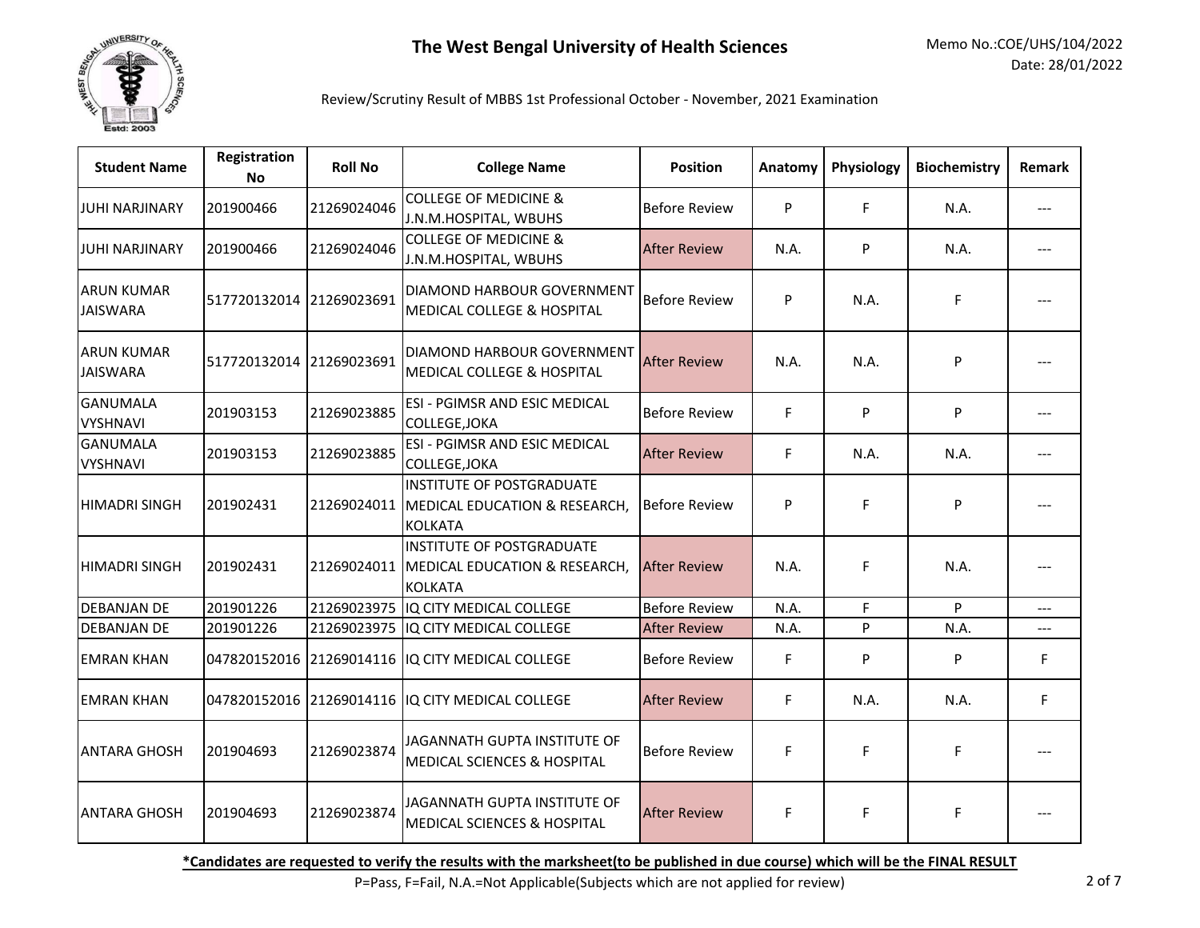# The West Bengal University of Health Sciences

Memo No.:COE/UHS/104/2022
Date: 28/01/2022

Review/Scrutiny Result of MBBS 1st Professional October - November, 2021 Examination

| Student Name | Registration No | Roll No | College Name | Position | Anatomy | Physiology | Biochemistry | Remark |
|---|---|---|---|---|---|---|---|---|
| JUHI NARJINARY | 201900466 | 21269024046 | COLLEGE OF MEDICINE & J.N.M.HOSPITAL, WBUHS | Before Review | P | F | N.A. | --- |
| JUHI NARJINARY | 201900466 | 21269024046 | COLLEGE OF MEDICINE & J.N.M.HOSPITAL, WBUHS | After Review | N.A. | P | N.A. | --- |
| ARUN KUMAR JAISWARA | 517720132014 | 21269023691 | DIAMOND HARBOUR GOVERNMENT MEDICAL COLLEGE & HOSPITAL | Before Review | P | N.A. | F | --- |
| ARUN KUMAR JAISWARA | 517720132014 | 21269023691 | DIAMOND HARBOUR GOVERNMENT MEDICAL COLLEGE & HOSPITAL | After Review | N.A. | N.A. | P | --- |
| GANUMALA VYSHNAVI | 201903153 | 21269023885 | ESI - PGIMSR AND ESIC MEDICAL COLLEGE,JOKA | Before Review | F | P | P | --- |
| GANUMALA VYSHNAVI | 201903153 | 21269023885 | ESI - PGIMSR AND ESIC MEDICAL COLLEGE,JOKA | After Review | F | N.A. | N.A. | --- |
| HIMADRI SINGH | 201902431 | 21269024011 | INSTITUTE OF POSTGRADUATE MEDICAL EDUCATION & RESEARCH, KOLKATA | Before Review | P | F | P | --- |
| HIMADRI SINGH | 201902431 | 21269024011 | INSTITUTE OF POSTGRADUATE MEDICAL EDUCATION & RESEARCH, KOLKATA | After Review | N.A. | F | N.A. | --- |
| DEBANJAN DE | 201901226 | 21269023975 | IQ CITY MEDICAL COLLEGE | Before Review | N.A. | F | P | --- |
| DEBANJAN DE | 201901226 | 21269023975 | IQ CITY MEDICAL COLLEGE | After Review | N.A. | P | N.A. | --- |
| EMRAN KHAN | 047820152016 | 21269014116 | IQ CITY MEDICAL COLLEGE | Before Review | F | P | P | F |
| EMRAN KHAN | 047820152016 | 21269014116 | IQ CITY MEDICAL COLLEGE | After Review | F | N.A. | N.A. | F |
| ANTARA GHOSH | 201904693 | 21269023874 | JAGANNATH GUPTA INSTITUTE OF MEDICAL SCIENCES & HOSPITAL | Before Review | F | F | F | --- |
| ANTARA GHOSH | 201904693 | 21269023874 | JAGANNATH GUPTA INSTITUTE OF MEDICAL SCIENCES & HOSPITAL | After Review | F | F | F | --- |

**\*Candidates are requested to verify the results with the marksheet(to be published in due course) which will be the FINAL RESULT**

P=Pass, F=Fail, N.A.=Not Applicable(Subjects which are not applied for review)